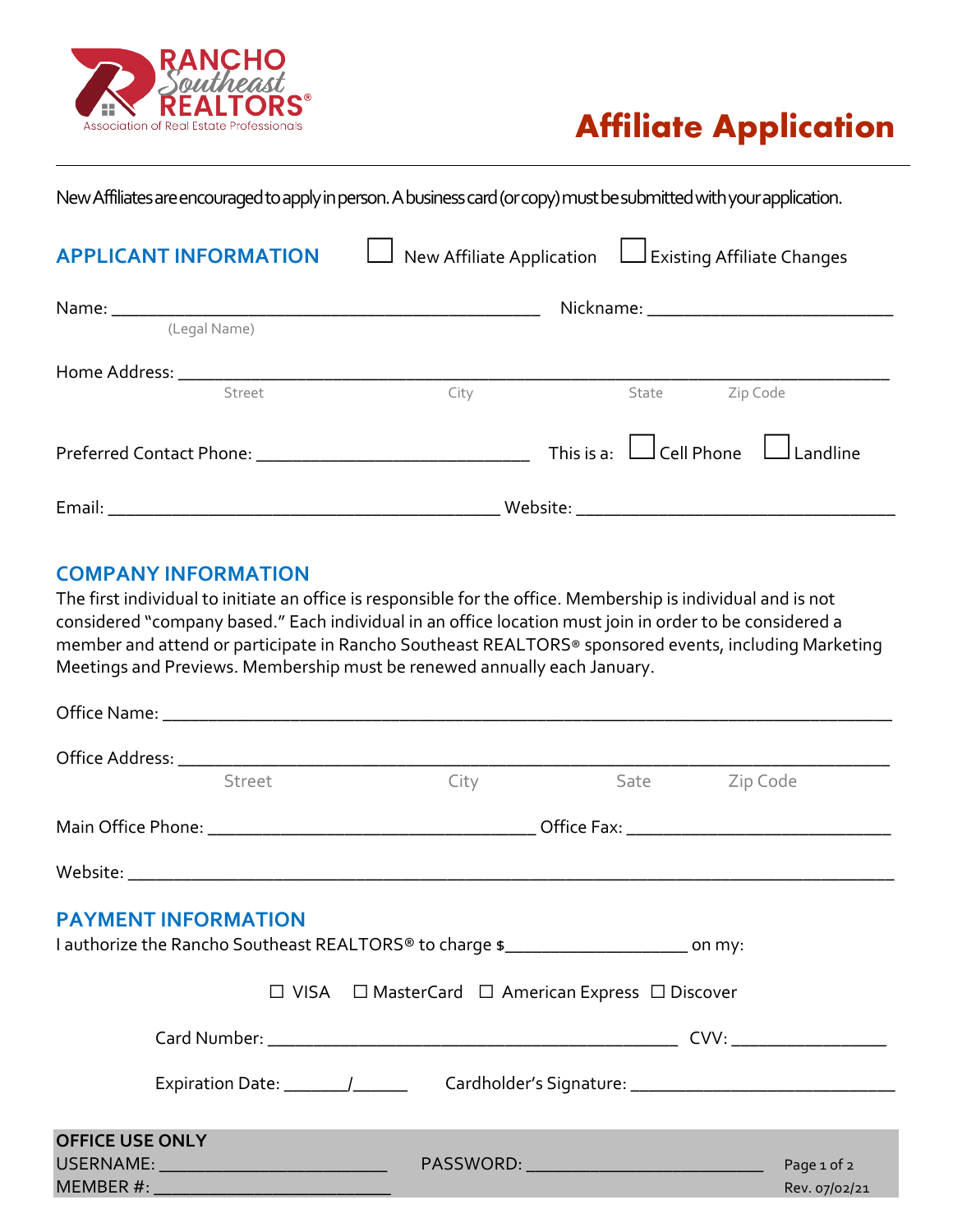RANCHO Southeast REALTORS®
Association of Real Estate Professionals

# Affiligate Application

New Affiliates are encouraged to apply in person. A business card (or copy) must be submitted with your application.

## APPLICANT INFORMATION

☐ New Affiliate Application ☐ Existing Affiliate Changes

Name: ______________________________________________ Nickname: __________________________
(Legal Name)

Home Address: ___________________________________________________________________________
Street City State Zip Code

Preferred Contact Phone: ______________________________ This is a: ☐ Cell Phone ☐ Landline

Email: __________________________________________ Website: __________________________________

## COMPANY INFORMATION

The first individual to initiate an office is responsible for the office. Membership is individual and is not considered "company based." Each individual in an office location must join in order to be considered a member and attend or participate in Rancho Southeast REALTORS® sponsored events, including Marketing Meetings and Previews. Membership must be renewed annually each January.

Office Name: ____________________________________________________________________________

Office Address: __________________________________________________________________________
Street City Sate Zip Code

Main Office Phone: ____________________________________ Office Fax: ____________________________

Website: ________________________________________________________________________________

## PAYMENT INFORMATION

I authorize the Rancho Southeast REALTORS® to charge $___________________ on my:

☐ VISA ☐ MasterCard ☐ American Express ☐ Discover

Card Number: _____________________________________________ CVV: _________________

Expiration Date: _______/______ Cardholder's Signature: ____________________________

**OFFICE USE ONLY**

USERNAME: _________________________ PASSWORD: __________________________

MEMBER #: _________________________

Rev. 07/02/21

RANCHO Southeast REALTORS®
Association of Real Estate Professionals

# Affiliate Application

New Affiliates are encouraged to apply in person. A business card (or copy) must be submitted with your application.

## APPLICANT INFORMATION

☐ New Affiliate Application ☐ Existing Affiliate Changes

Name: ______________________________________________ Nickname: __________________________
(Legal Name)

Home Address: ___________________________________________________________________________
Street City State Zip Code

Preferred Contact Phone: ______________________________ This is a: ☐ Cell Phone ☐ Landline

Email: __________________________________________ Website: __________________________________

## COMPANY INFORMATION

The first individual to initiate an office is responsible for the office. Membership is individual and is not considered "company based." Each individual in an office location must join in order to be considered a member and attend or participate in Rancho Southeast REALTORS® sponsored events, including Marketing Meetings and Previews. Membership must be renewed annually each January.

Office Name: ____________________________________________________________________________

Office Address: __________________________________________________________________________
Street City Sate Zip Code

Main Office Phone: ____________________________________ Office Fax: ____________________________

Website: ________________________________________________________________________________

## PAYMENT INFORMATION

I authorize the Rancho Southeast REALTORS® to charge $___________________ on my:

☐ VISA ☐ MasterCard ☐ American Express ☐ Discover

Card Number: _____________________________________________ CVV: _________________

Expiration Date: _______/______ Cardholder's Signature: ____________________________

**OFFICE USE ONLY**

USERNAME: _________________________ PASSWORD: __________________________

MEMBER #: _________________________

Rev. 07/02/21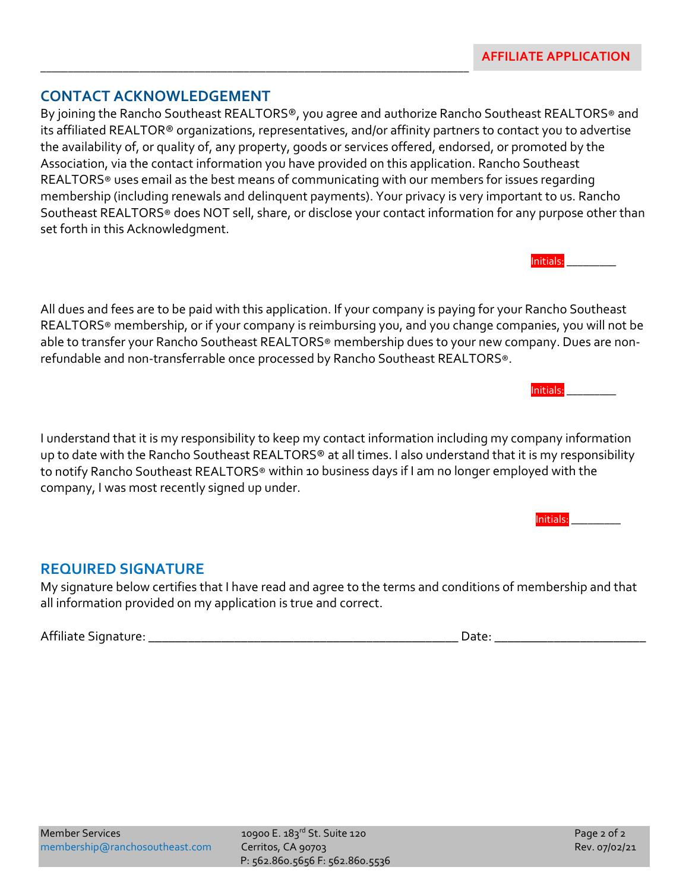## CONTACT ACKNOWLEDGEMENT

By joining the Rancho Southeast REALTORS®, you agree and authorize Rancho Southeast REALTORS® and its affiliated REALTOR® organizations, representatives, and/or affinity partners to contact you to advertise the availability of, or quality of, any property, goods or services offered, endorsed, or promoted by the Association, via the contact information you have provided on this application. Rancho Southeast REALTORS® uses email as the best means of communicating with our members for issues regarding membership (including renewals and delinquent payments). Your privacy is very important to us. Rancho Southeast REALTORS® does NOT sell, share, or disclose your contact information for any purpose other than set forth in this Acknowledgment.

Initials: ________

All dues and fees are to be paid with this application. If your company is paying for your Rancho Southeast REALTORS® membership, or if your company is reimbursing you, and you change companies, you will not be able to transfer your Rancho Southeast REALTORS® membership dues to your new company. Dues are non-refundable and non-transferrable once processed by Rancho Southeast REALTORS®.

Initials: ________

I understand that it is my responsibility to keep my contact information including my company information up to date with the Rancho Southeast REALTORS® at all times. I also understand that it is my responsibility to notify Rancho Southeast REALTORS® within 10 business days if I am no longer employed with the company, I was most recently signed up under.

Initials: ________

## REQUIRED SIGNATURE

My signature below certifies that I have read and agree to the terms and conditions of membership and that all information provided on my application is true and correct.

Affiliate Signature: ______________________________________________ Date: ______________________